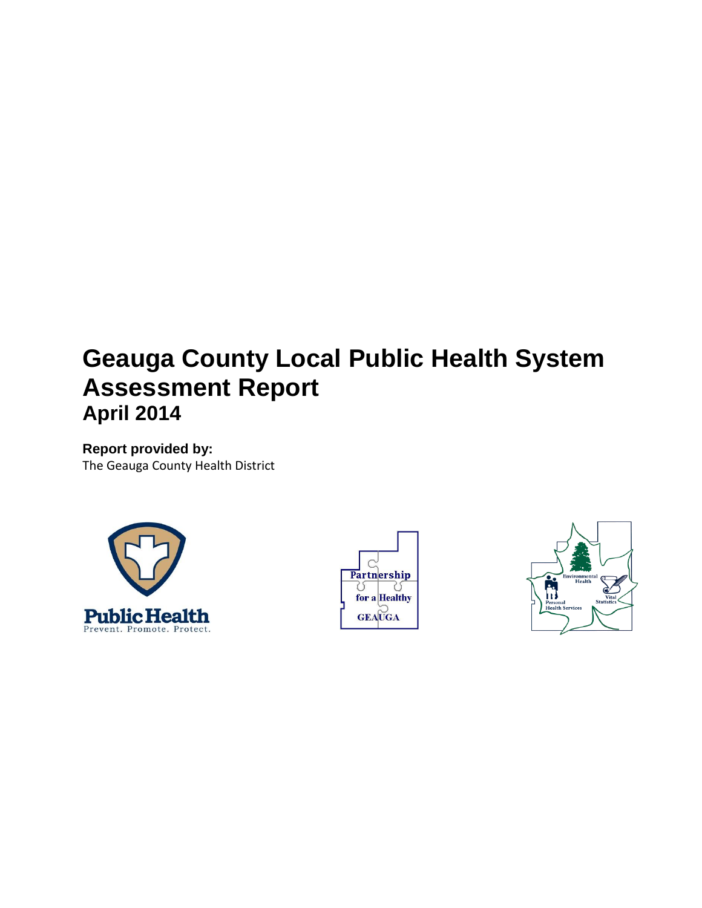# Geauga County Local Public Health System Assessment Report

## April 2014

**Report provided by:**

The Geauga County Health District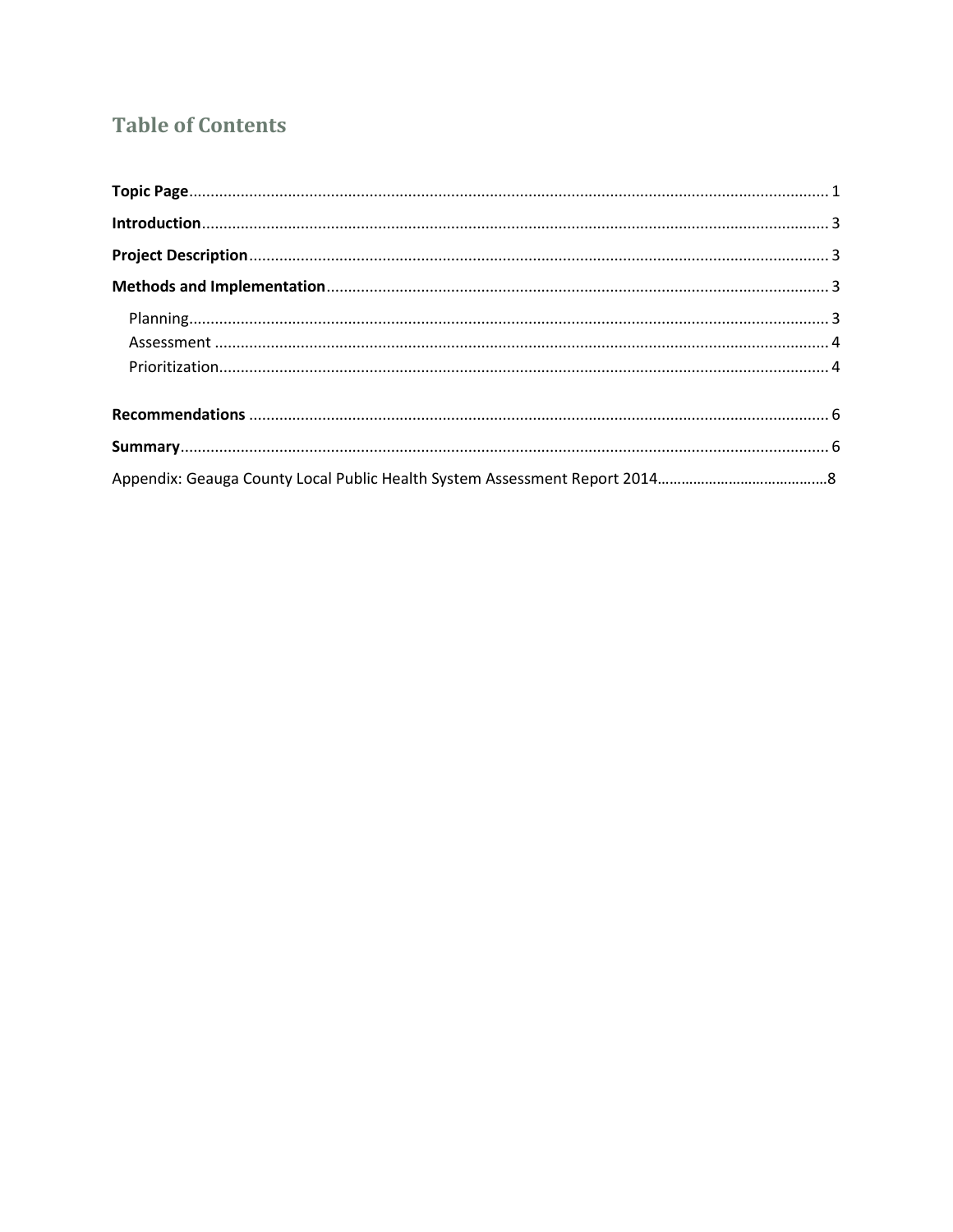# Table of Contents

**Topic Page** ........................................................................................................................................ 1

**Introduction** ........................................................................................................................................ 3

**Project Description** ........................................................................................................................... 3

**Methods and Implementation** ........................................................................................................ 3

- Planning ........................................................................................................................................ 3
- Assessment ................................................................................................................................... 4
- Prioritization .................................................................................................................................. 4

**Recommendations** ............................................................................................................................. 6

**Summary** ............................................................................................................................................ 6

Appendix: Geauga County Local Public Health System Assessment Report 2014 ........................................ 8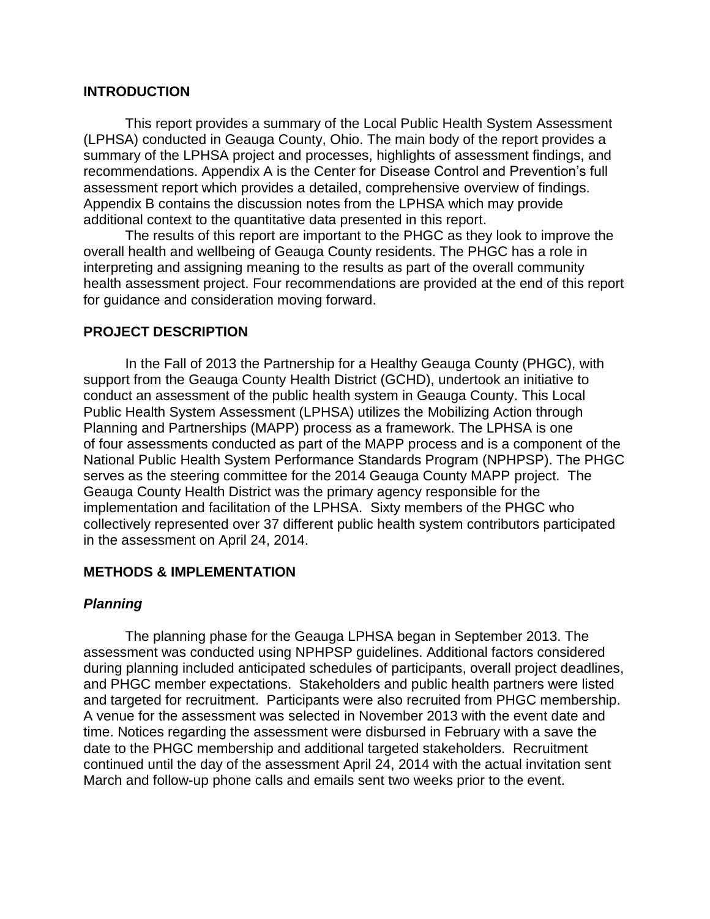## INTRODUCTION

This report provides a summary of the Local Public Health System Assessment (LPHSA) conducted in Geauga County, Ohio. The main body of the report provides a summary of the LPHSA project and processes, highlights of assessment findings, and recommendations. Appendix A is the Center for Disease Control and Prevention's full assessment report which provides a detailed, comprehensive overview of findings. Appendix B contains the discussion notes from the LPHSA which may provide additional context to the quantitative data presented in this report.

The results of this report are important to the PHGC as they look to improve the overall health and wellbeing of Geauga County residents. The PHGC has a role in interpreting and assigning meaning to the results as part of the overall community health assessment project. Four recommendations are provided at the end of this report for guidance and consideration moving forward.

## PROJECT DESCRIPTION

In the Fall of 2013 the Partnership for a Healthy Geauga County (PHGC), with support from the Geauga County Health District (GCHD), undertook an initiative to conduct an assessment of the public health system in Geauga County. This Local Public Health System Assessment (LPHSA) utilizes the Mobilizing Action through Planning and Partnerships (MAPP) process as a framework. The LPHSA is one of four assessments conducted as part of the MAPP process and is a component of the National Public Health System Performance Standards Program (NPHPSP). The PHGC serves as the steering committee for the 2014 Geauga County MAPP project. The Geauga County Health District was the primary agency responsible for the implementation and facilitation of the LPHSA. Sixty members of the PHGC who collectively represented over 37 different public health system contributors participated in the assessment on April 24, 2014.

## METHODS & IMPLEMENTATION

### *Planning*

The planning phase for the Geauga LPHSA began in September 2013. The assessment was conducted using NPHPSP guidelines. Additional factors considered during planning included anticipated schedules of participants, overall project deadlines, and PHGC member expectations. Stakeholders and public health partners were listed and targeted for recruitment. Participants were also recruited from PHGC membership. A venue for the assessment was selected in November 2013 with the event date and time. Notices regarding the assessment were disbursed in February with a save the date to the PHGC membership and additional targeted stakeholders. Recruitment continued until the day of the assessment April 24, 2014 with the actual invitation sent March and follow-up phone calls and emails sent two weeks prior to the event.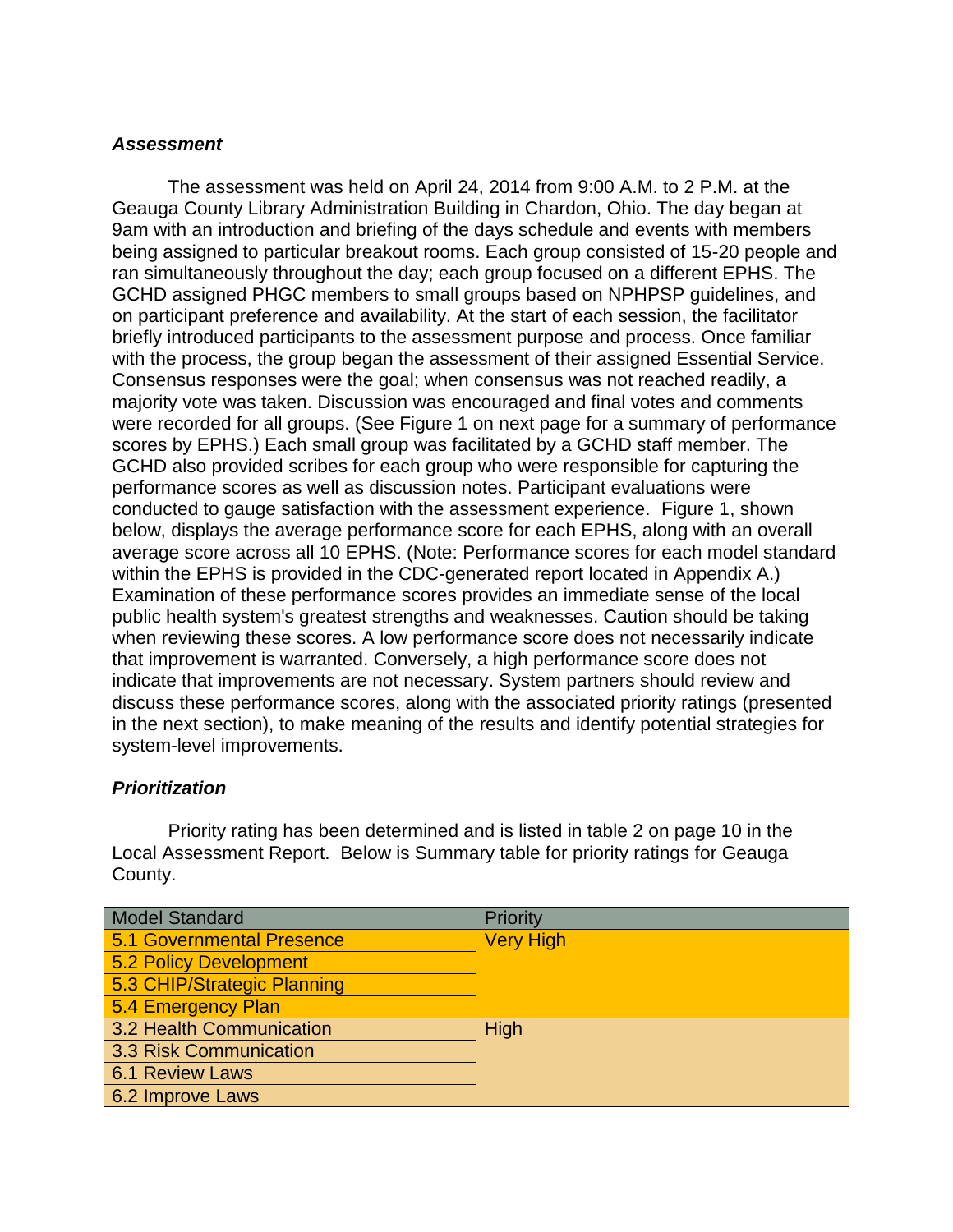### ***Assessment***

The assessment was held on April 24, 2014 from 9:00 A.M. to 2 P.M. at the Geauga County Library Administration Building in Chardon, Ohio. The day began at 9am with an introduction and briefing of the days schedule and events with members being assigned to particular breakout rooms. Each group consisted of 15-20 people and ran simultaneously throughout the day; each group focused on a different EPHS. The GCHD assigned PHGC members to small groups based on NPHPSP guidelines, and on participant preference and availability. At the start of each session, the facilitator briefly introduced participants to the assessment purpose and process. Once familiar with the process, the group began the assessment of their assigned Essential Service. Consensus responses were the goal; when consensus was not reached readily, a majority vote was taken. Discussion was encouraged and final votes and comments were recorded for all groups. (See Figure 1 on next page for a summary of performance scores by EPHS.) Each small group was facilitated by a GCHD staff member. The GCHD also provided scribes for each group who were responsible for capturing the performance scores as well as discussion notes. Participant evaluations were conducted to gauge satisfaction with the assessment experience. Figure 1, shown below, displays the average performance score for each EPHS, along with an overall average score across all 10 EPHS. (Note: Performance scores for each model standard within the EPHS is provided in the CDC-generated report located in Appendix A.) Examination of these performance scores provides an immediate sense of the local public health system's greatest strengths and weaknesses. Caution should be taking when reviewing these scores. A low performance score does not necessarily indicate that improvement is warranted. Conversely, a high performance score does not indicate that improvements are not necessary. System partners should review and discuss these performance scores, along with the associated priority ratings (presented in the next section), to make meaning of the results and identify potential strategies for system-level improvements.

### ***Prioritization***

Priority rating has been determined and is listed in table 2 on page 10 in the Local Assessment Report. Below is Summary table for priority ratings for Geauga County.

| Model Standard | Priority |
|---|---|
| 5.1 Governmental Presence | Very High |
| 5.2 Policy Development | |
| 5.3 CHIP/Strategic Planning | |
| 5.4 Emergency Plan | |
| 3.2 Health Communication | High |
| 3.3 Risk Communication | |
| 6.1 Review Laws | |
| 6.2 Improve Laws | |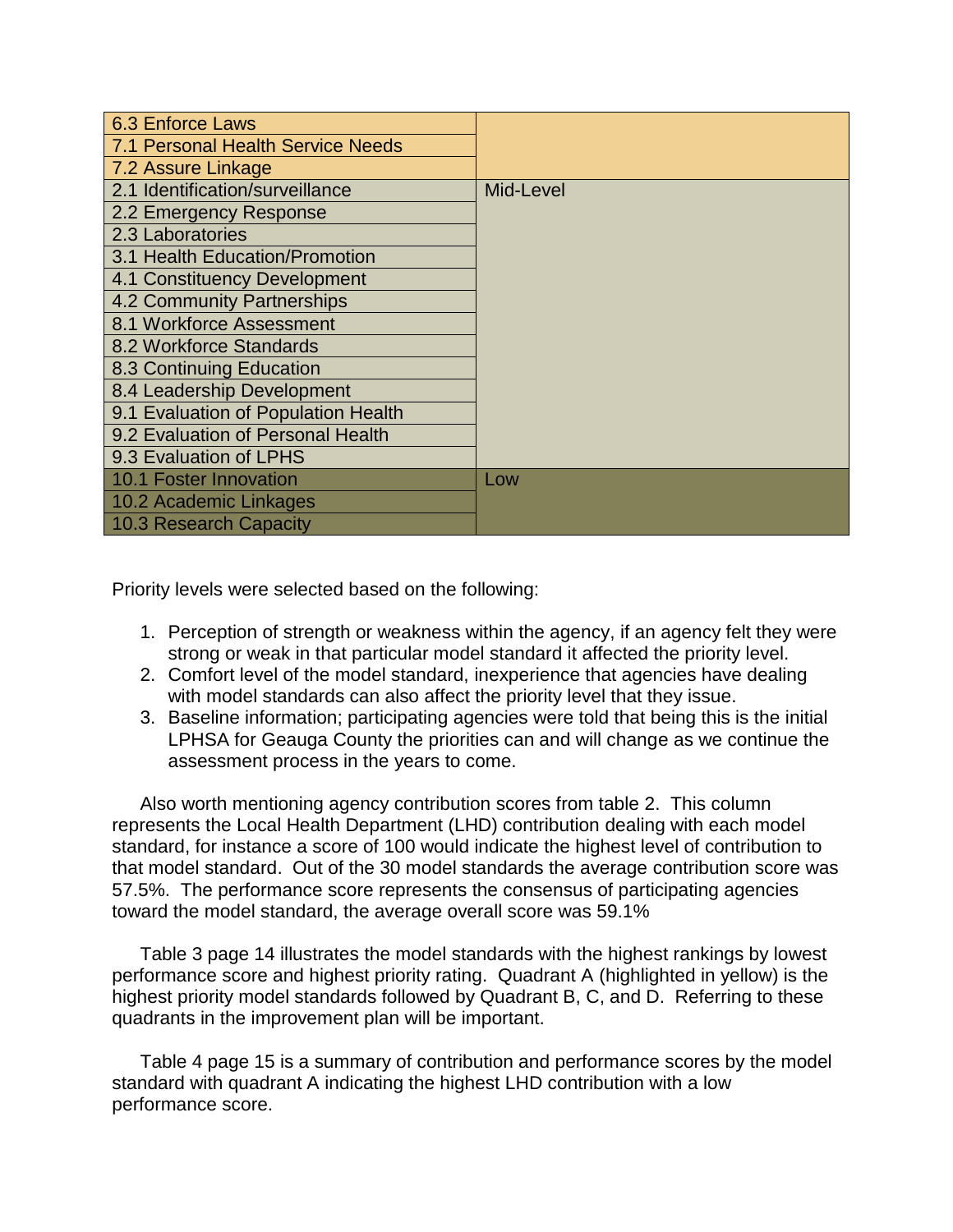| | |
|---|---|
| 6.3 Enforce Laws | |
| 7.1 Personal Health Service Needs | |
| 7.2 Assure Linkage | |
| 2.1 Identification/surveillance | Mid-Level |
| 2.2 Emergency Response | |
| 2.3 Laboratories | |
| 3.1 Health Education/Promotion | |
| 4.1 Constituency Development | |
| 4.2 Community Partnerships | |
| 8.1 Workforce Assessment | |
| 8.2 Workforce Standards | |
| 8.3 Continuing Education | |
| 8.4 Leadership Development | |
| 9.1 Evaluation of Population Health | |
| 9.2 Evaluation of Personal Health | |
| 9.3 Evaluation of LPHS | |
| 10.1 Foster Innovation | Low |
| 10.2 Academic Linkages | |
| 10.3 Research Capacity | |

Priority levels were selected based on the following:

1. Perception of strength or weakness within the agency, if an agency felt they were strong or weak in that particular model standard it affected the priority level.
2. Comfort level of the model standard, inexperience that agencies have dealing with model standards can also affect the priority level that they issue.
3. Baseline information; participating agencies were told that being this is the initial LPHSA for Geauga County the priorities can and will change as we continue the assessment process in the years to come.

Also worth mentioning agency contribution scores from table 2. This column represents the Local Health Department (LHD) contribution dealing with each model standard, for instance a score of 100 would indicate the highest level of contribution to that model standard. Out of the 30 model standards the average contribution score was 57.5%. The performance score represents the consensus of participating agencies toward the model standard, the average overall score was 59.1%

Table 3 page 14 illustrates the model standards with the highest rankings by lowest performance score and highest priority rating. Quadrant A (highlighted in yellow) is the highest priority model standards followed by Quadrant B, C, and D. Referring to these quadrants in the improvement plan will be important.

Table 4 page 15 is a summary of contribution and performance scores by the model standard with quadrant A indicating the highest LHD contribution with a low performance score.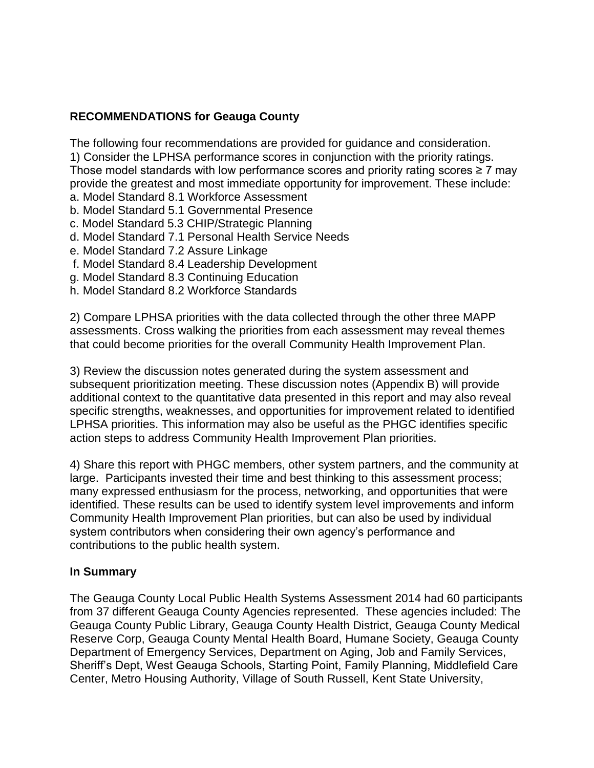**RECOMMENDATIONS for Geauga County**

The following four recommendations are provided for guidance and consideration.

1) Consider the LPHSA performance scores in conjunction with the priority ratings. Those model standards with low performance scores and priority rating scores ≥ 7 may provide the greatest and most immediate opportunity for improvement. These include:

a. Model Standard 8.1 Workforce Assessment
b. Model Standard 5.1 Governmental Presence
c. Model Standard 5.3 CHIP/Strategic Planning
d. Model Standard 7.1 Personal Health Service Needs
e. Model Standard 7.2 Assure Linkage
f. Model Standard 8.4 Leadership Development
g. Model Standard 8.3 Continuing Education
h. Model Standard 8.2 Workforce Standards

2) Compare LPHSA priorities with the data collected through the other three MAPP assessments. Cross walking the priorities from each assessment may reveal themes that could become priorities for the overall Community Health Improvement Plan.

3) Review the discussion notes generated during the system assessment and subsequent prioritization meeting. These discussion notes (Appendix B) will provide additional context to the quantitative data presented in this report and may also reveal specific strengths, weaknesses, and opportunities for improvement related to identified LPHSA priorities. This information may also be useful as the PHGC identifies specific action steps to address Community Health Improvement Plan priorities.

4) Share this report with PHGC members, other system partners, and the community at large. Participants invested their time and best thinking to this assessment process; many expressed enthusiasm for the process, networking, and opportunities that were identified. These results can be used to identify system level improvements and inform Community Health Improvement Plan priorities, but can also be used by individual system contributors when considering their own agency's performance and contributions to the public health system.

**In Summary**

The Geauga County Local Public Health Systems Assessment 2014 had 60 participants from 37 different Geauga County Agencies represented. These agencies included: The Geauga County Public Library, Geauga County Health District, Geauga County Medical Reserve Corp, Geauga County Mental Health Board, Humane Society, Geauga County Department of Emergency Services, Department on Aging, Job and Family Services, Sheriff's Dept, West Geauga Schools, Starting Point, Family Planning, Middlefield Care Center, Metro Housing Authority, Village of South Russell, Kent State University,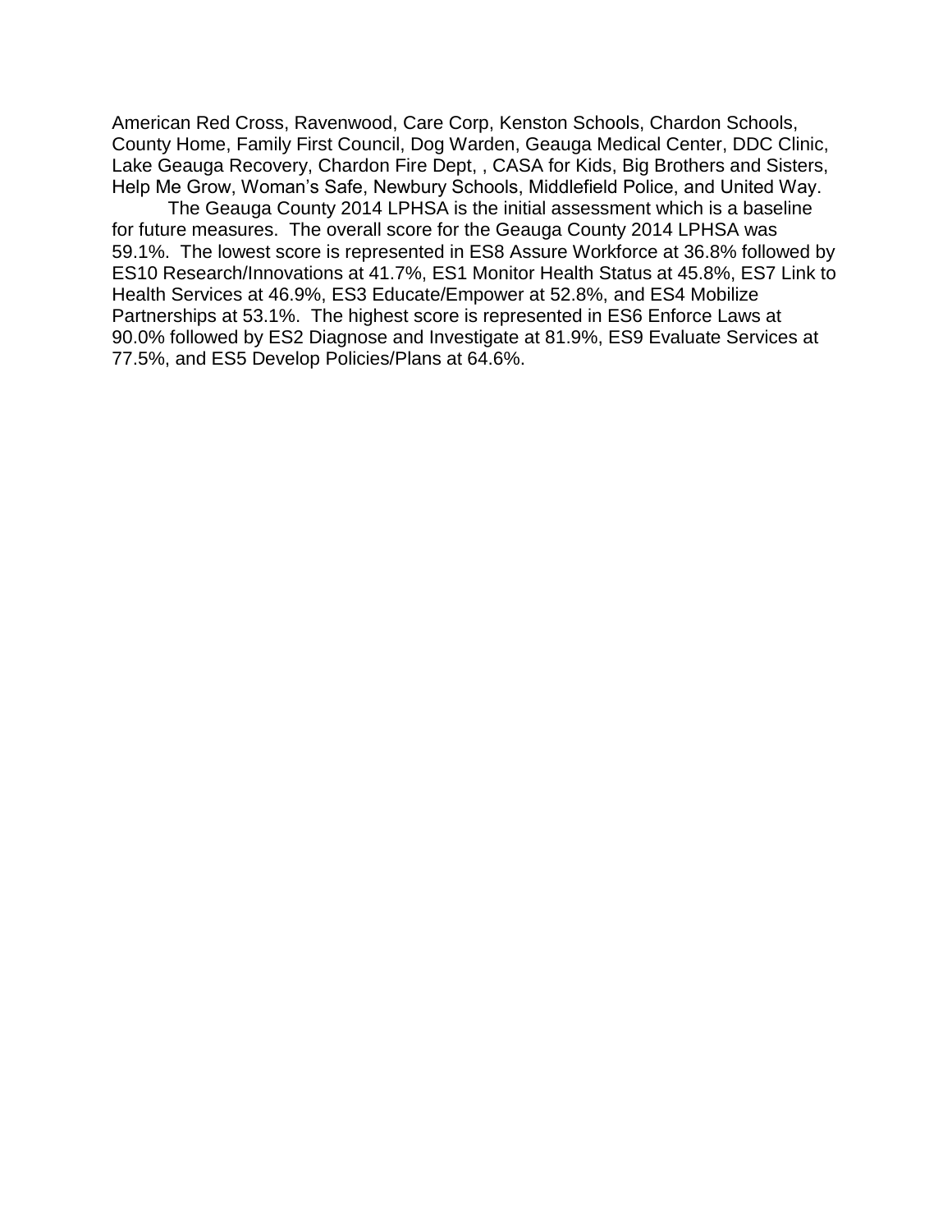American Red Cross, Ravenwood, Care Corp, Kenston Schools, Chardon Schools, County Home, Family First Council, Dog Warden, Geauga Medical Center, DDC Clinic, Lake Geauga Recovery, Chardon Fire Dept, , CASA for Kids, Big Brothers and Sisters, Help Me Grow, Woman's Safe, Newbury Schools, Middlefield Police, and United Way.

The Geauga County 2014 LPHSA is the initial assessment which is a baseline for future measures. The overall score for the Geauga County 2014 LPHSA was 59.1%. The lowest score is represented in ES8 Assure Workforce at 36.8% followed by ES10 Research/Innovations at 41.7%, ES1 Monitor Health Status at 45.8%, ES7 Link to Health Services at 46.9%, ES3 Educate/Empower at 52.8%, and ES4 Mobilize Partnerships at 53.1%. The highest score is represented in ES6 Enforce Laws at 90.0% followed by ES2 Diagnose and Investigate at 81.9%, ES9 Evaluate Services at 77.5%, and ES5 Develop Policies/Plans at 64.6%.